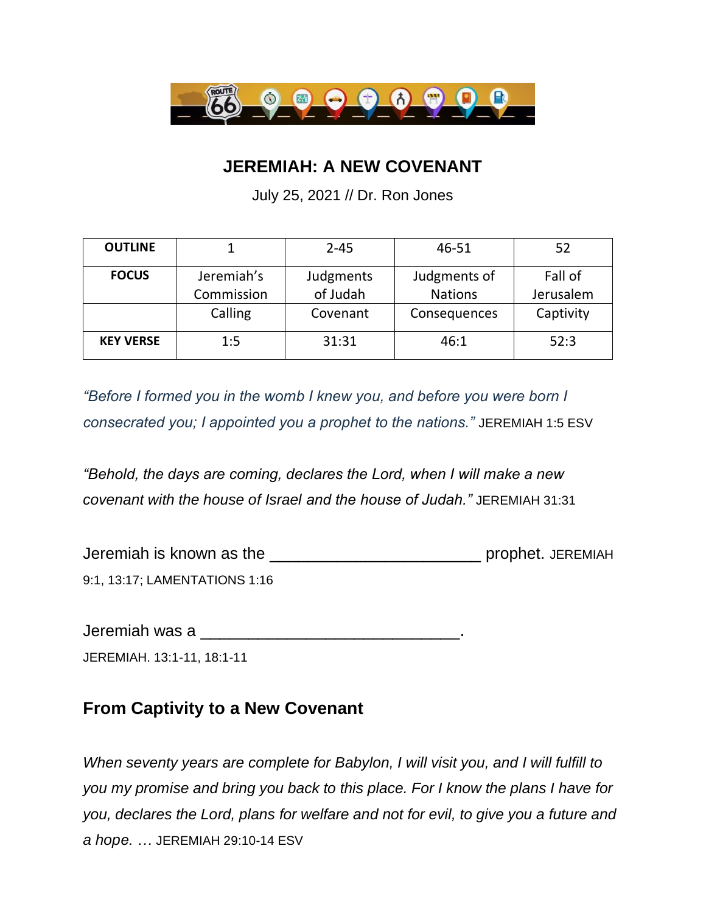## JEREMIAH: A NEW COVENANT

July 25, 2021 // Dr. Ron Jones

| OUTLINE | 1 | 2-45 | 46-51 | 52 |
|---|---|---|---|---|
| FOCUS | Jeremiah's Commission | Judgments of Judah | Judgments of Nations | Fall of Jerusalem |
| | Calling | Covenant | Consequences | Captivity |
| KEY VERSE | 1:5 | 31:31 | 46:1 | 52:3 |

*"Before I formed you in the womb I knew you, and before you were born I consecrated you; I appointed you a prophet to the nations."* JEREMIAH 1:5 ESV

*"Behold, the days are coming, declares the Lord, when I will make a new covenant with the house of Israel and the house of Judah."* JEREMIAH 31:31

Jeremiah is known as the ________________________ prophet. JEREMIAH 9:1, 13:17; LAMENTATIONS 1:16

Jeremiah was a ______________________________.
JEREMIAH. 13:1-11, 18:1-11

### From Captivity to a New Covenant

*When seventy years are complete for Babylon, I will visit you, and I will fulfill to you my promise and bring you back to this place. For I know the plans I have for you, declares the Lord, plans for welfare and not for evil, to give you a future and a hope. …* JEREMIAH 29:10-14 ESV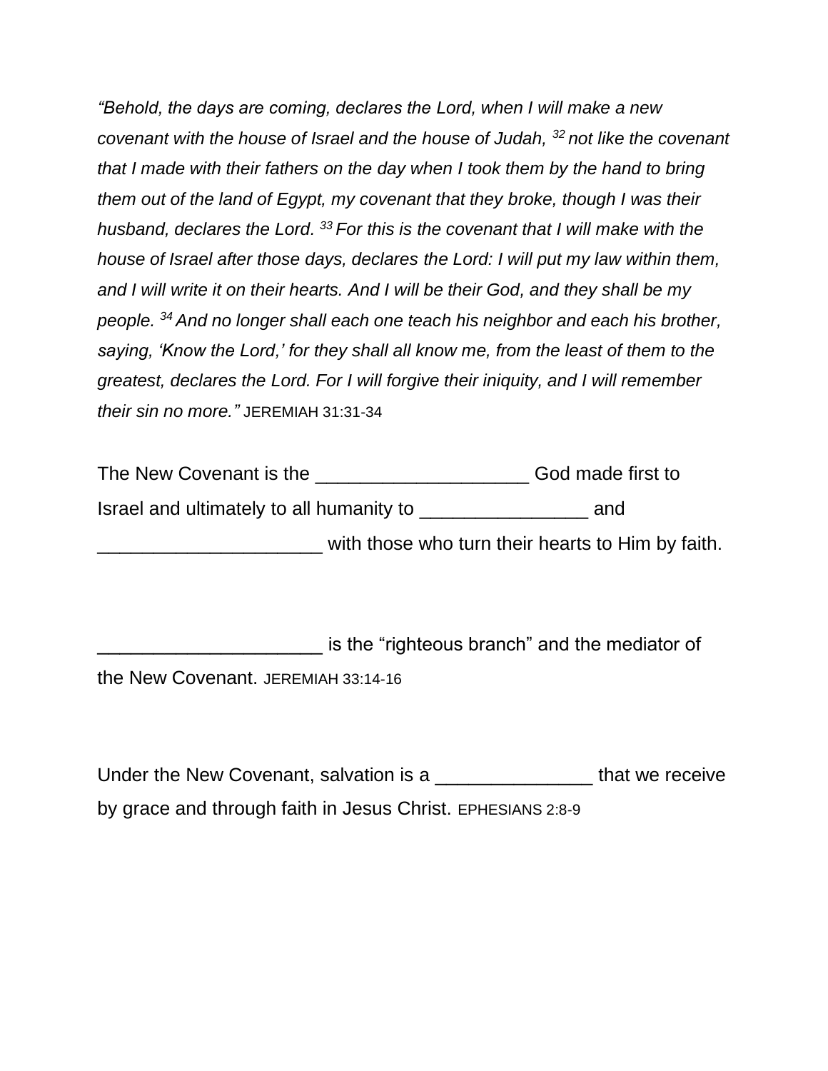*"Behold, the days are coming, declares the Lord, when I will make a new covenant with the house of Israel and the house of Judah, [32] not like the covenant that I made with their fathers on the day when I took them by the hand to bring them out of the land of Egypt, my covenant that they broke, though I was their husband, declares the Lord. [33] For this is the covenant that I will make with the house of Israel after those days, declares the Lord: I will put my law within them, and I will write it on their hearts. And I will be their God, and they shall be my people. [34] And no longer shall each one teach his neighbor and each his brother, saying, 'Know the Lord,' for they shall all know me, from the least of them to the greatest, declares the Lord. For I will forgive their iniquity, and I will remember their sin no more."* JEREMIAH 31:31-34

The New Covenant is the ___________________ God made first to Israel and ultimately to all humanity to _______________ and ____________________ with those who turn their hearts to Him by faith.

____________________ is the "righteous branch" and the mediator of the New Covenant. JEREMIAH 33:14-16

Under the New Covenant, salvation is a ______________ that we receive by grace and through faith in Jesus Christ. EPHESIANS 2:8-9